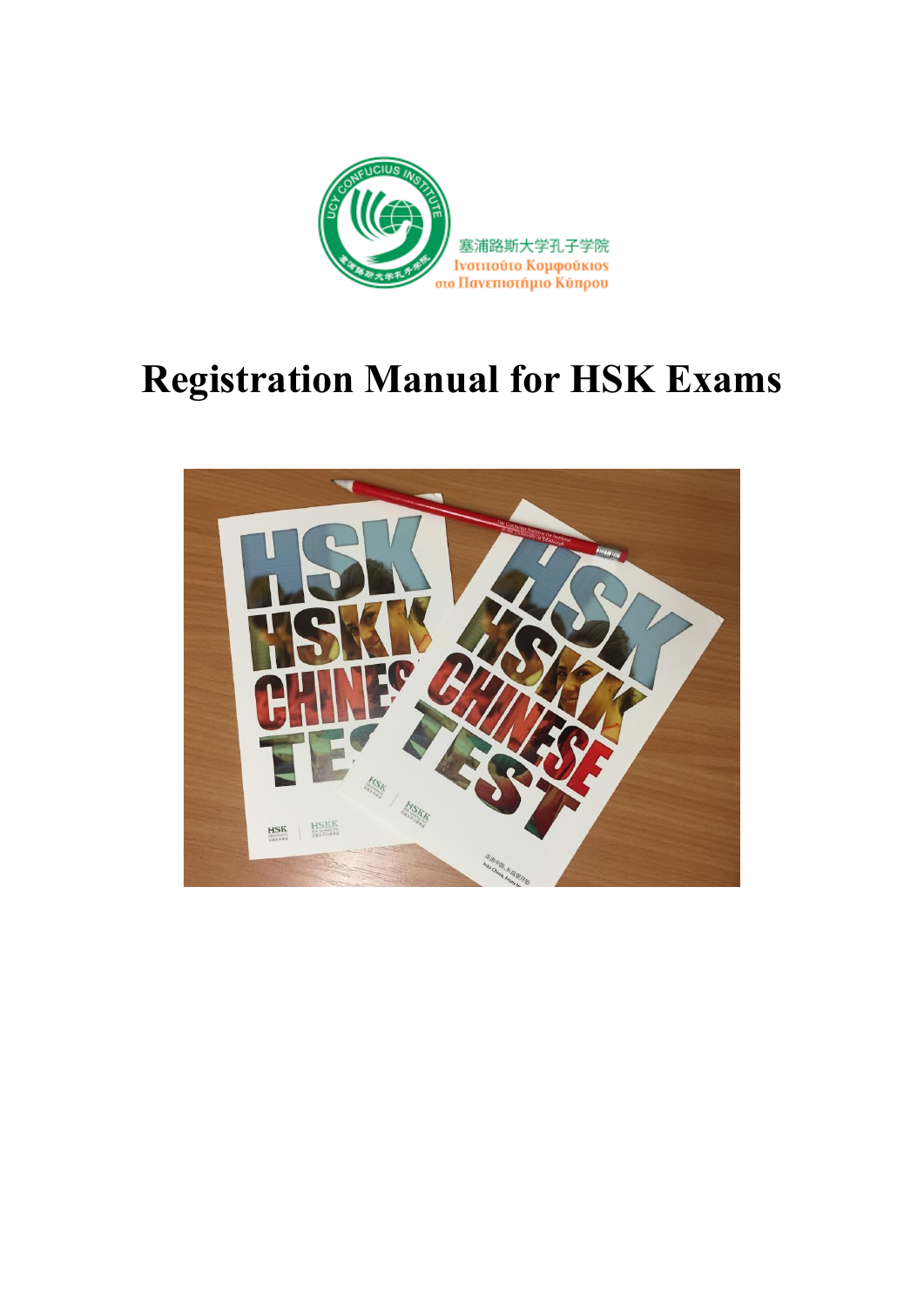塞浦路斯大学孔子学院
Ινστιτούτο Κομφούκιος στο Πανεπιστήμιο Κύπρου

# Registration Manual for HSK Exams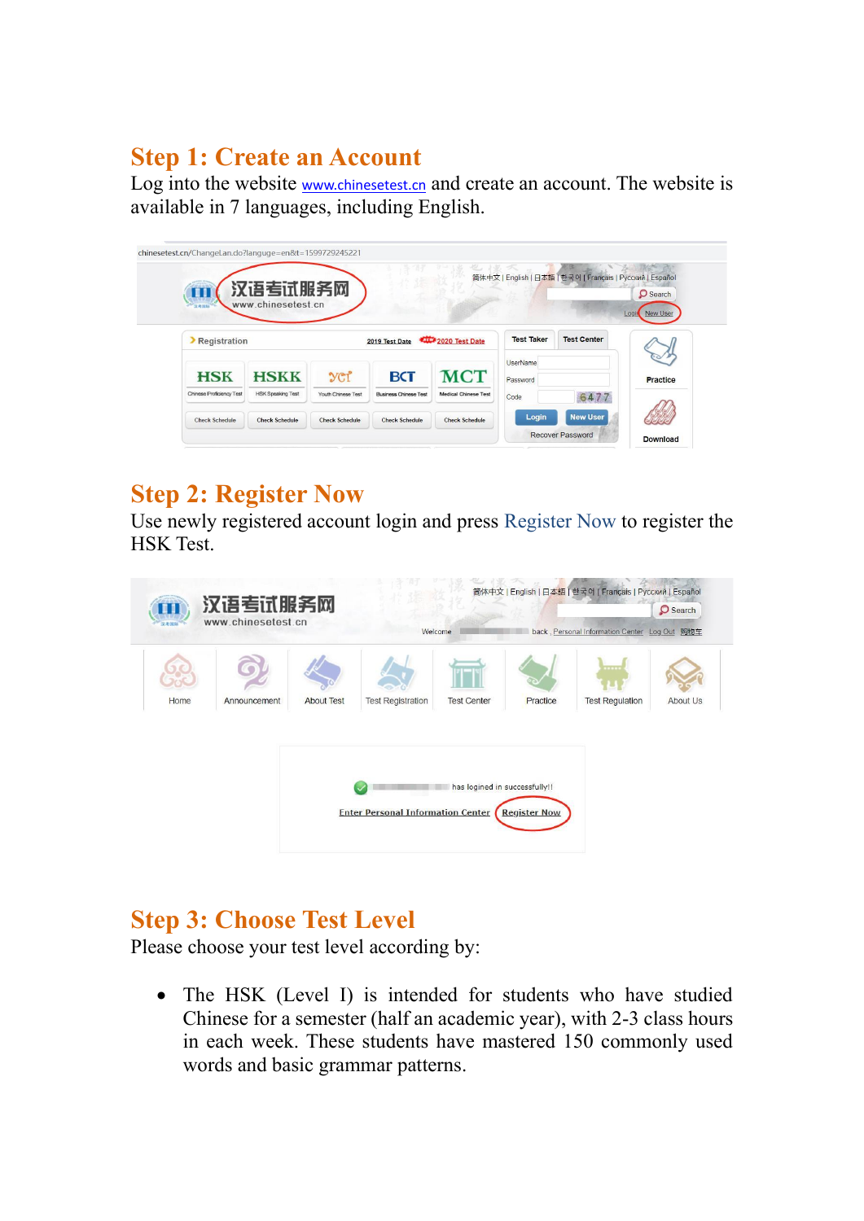## Step 1: Create an Account

Log into the website www.chinesetest.cn and create an account. The website is available in 7 languages, including English.

## Step 2: Register Now

Use newly registered account login and press Register Now to register the HSK Test.

## Step 3: Choose Test Level

Please choose your test level according by:

- The HSK (Level I) is intended for students who have studied Chinese for a semester (half an academic year), with 2-3 class hours in each week. These students have mastered 150 commonly used words and basic grammar patterns.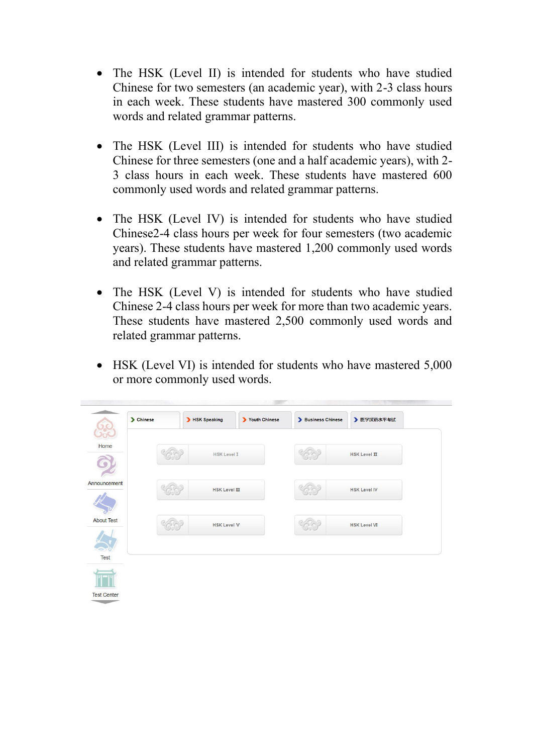- The HSK (Level II) is intended for students who have studied Chinese for two semesters (an academic year), with 2-3 class hours in each week. These students have mastered 300 commonly used words and related grammar patterns.

- The HSK (Level III) is intended for students who have studied Chinese for three semesters (one and a half academic years), with 2-3 class hours in each week. These students have mastered 600 commonly used words and related grammar patterns.

- The HSK (Level IV) is intended for students who have studied Chinese2-4 class hours per week for four semesters (two academic years). These students have mastered 1,200 commonly used words and related grammar patterns.

- The HSK (Level V) is intended for students who have studied Chinese 2-4 class hours per week for more than two academic years. These students have mastered 2,500 commonly used words and related grammar patterns.

- HSK (Level VI) is intended for students who have mastered 5,000 or more commonly used words.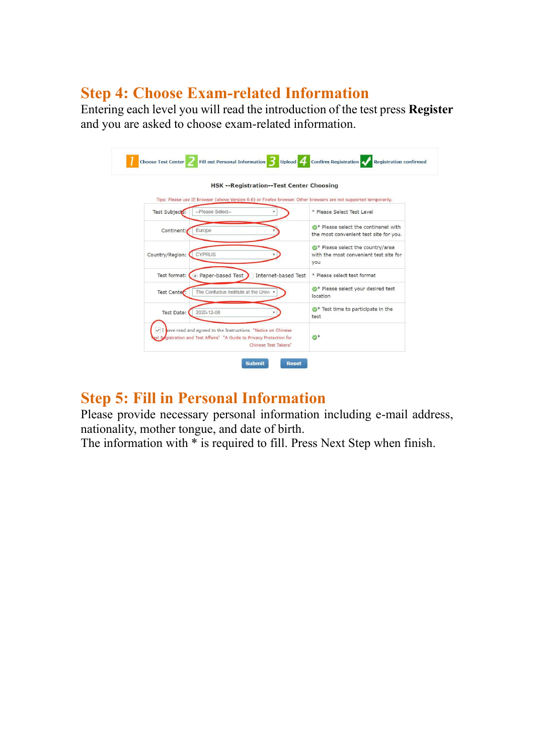## Step 4: Choose Exam-related Information

Entering each level you will read the introduction of the test press **Register** and you are asked to choose exam-related information.

1 Choose Test Center 2 Fill out Personal Information 3 Upload 4 Confirm Registration ✓ Registration confirmed

**HSK --Registration--Test Center Choosing**

Tips: Please use IE browser (above Version 6.0) or Firefox browser. Other browsers are not supported temporarily.

| | | |
|---|---|---|
| Test Subjects: | --Please Select-- | * Please Select Test Level |
| Continent: | Europe | * Please select the continenet with the most convenient test site for you. |
| Country/Region: | CYPRUS | * Please select the country/area with the most convenient test site for you |
| Test format: | Paper-based Test / Internet-based Test | * Please select test format |
| Test Center: | The Confucius Institute at the Unive | * Please select your desired test location |
| Test Date: | 2020-12-06 | * Test time to participate in the test |
| I have read and agreed to the Instructions "Notice on Chinese Test Registration and Test Affairs" "A Guide to Privacy Protection for Chinese Test Takers" | | * |

Submit Reset

## Step 5: Fill in Personal Information

Please provide necessary personal information including e-mail address, nationality, mother tongue, and date of birth.

The information with * is required to fill. Press Next Step when finish.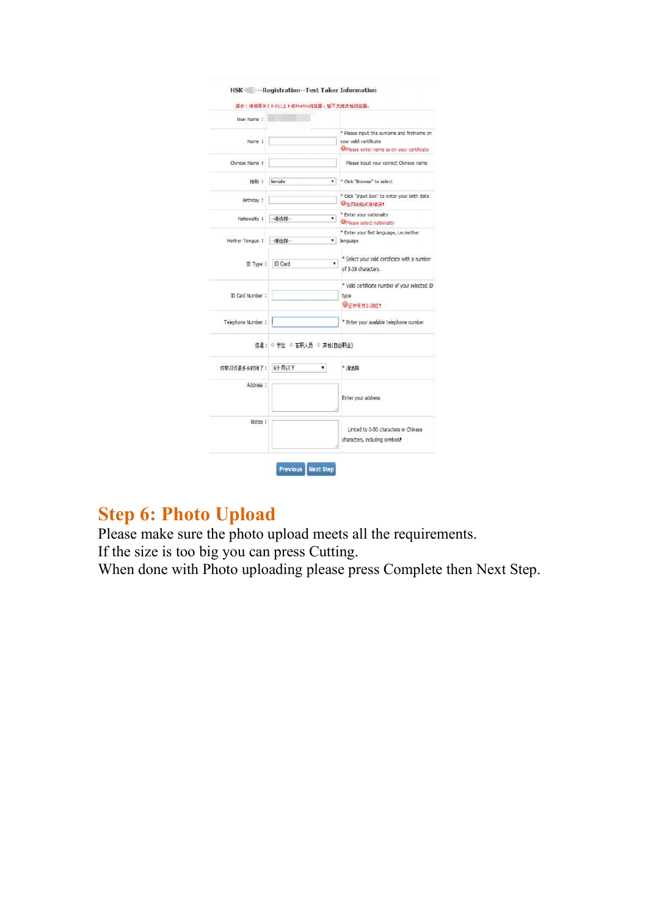HSK-　--Registration--Test Taker Information

提示：请使用IE（6.0以上）或Firefox浏览器，暂不支持其他浏览器。

| | | |
|---|---|---|
| User Name： | | |
| Name： | | * Please input the surname and firstname on your valid certificate<br>Please enter name as on your certificate |
| Chinese Name： | | Please input your correct Chinese name |
| 性别： | female | * Click "Browse" to select |
| Birthday： | | * Click "Input Box" to enter your birth date<br>生日的格式有错误！ |
| Nationality： | --请选择-- | * Enter your nationality<br>Please select nationality |
| Mother Tongue： | --请选择-- | * Enter your fist language, i.e.mother language |
| ID Type： | ID Card | * Select your valid certificate with a number of 3-38 characters. |
| ID Card Number： | | * Valid certificate number of your selected ID type<br>证件号为3-38位！ |
| Telephone Number： | | * Enter your available telephone number |
| 您是： | 学生　在职人员　其他(自由职业) | |
| 你学习汉语多长时间了： | 6个月以下 | * 请选择 |
| Address： | | Enter your address |
| Notes： | | Limted to 0-50 characters or Chinese characters, including symbols! |

Previous　Next Step

## Step 6: Photo Upload

Please make sure the photo upload meets all the requirements.
If the size is too big you can press Cutting.
When done with Photo uploading please press Complete then Next Step.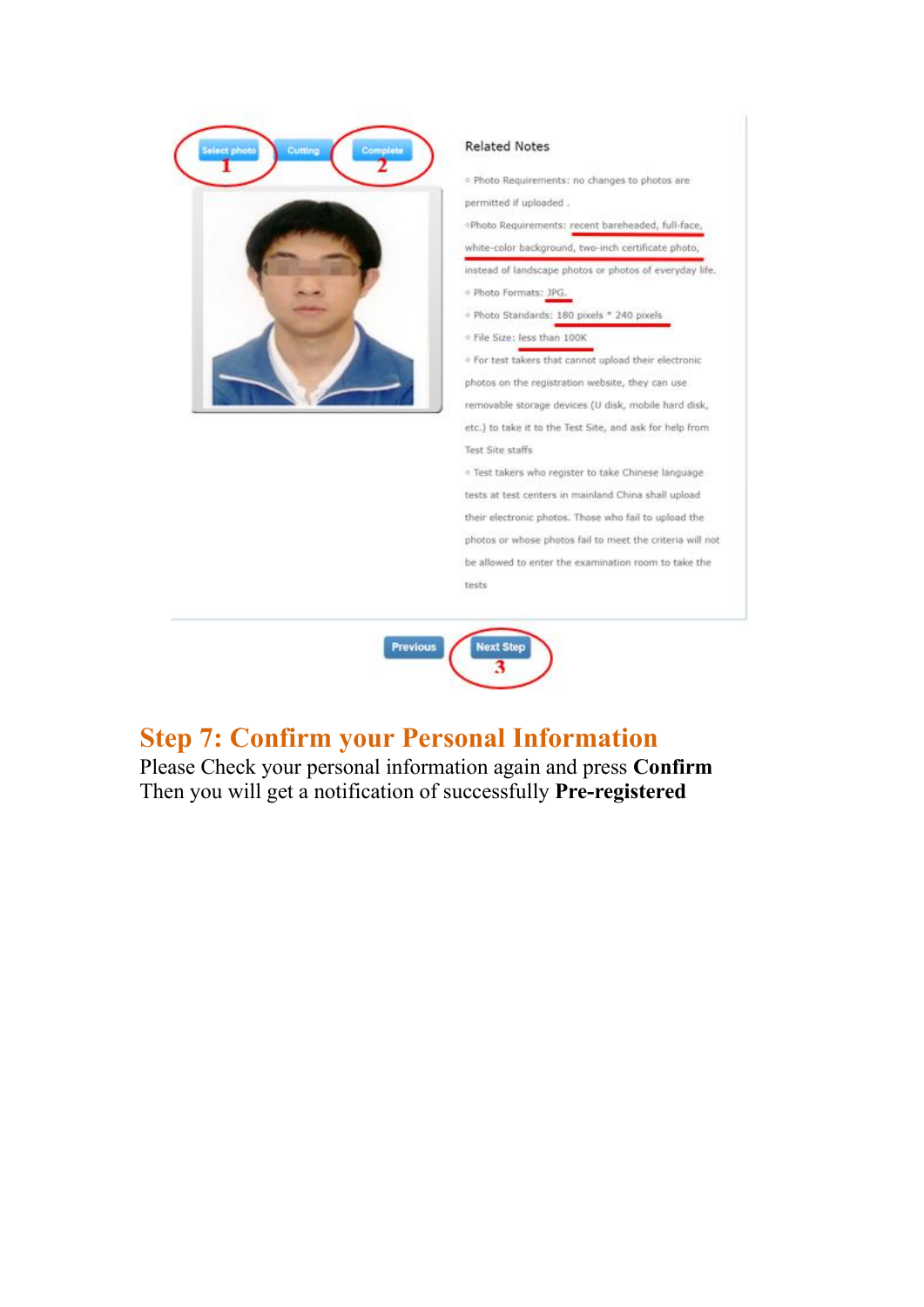Select photo | Cutting | Complete

Related Notes

- Photo Requirements: no changes to photos are permitted if uploaded .
- Photo Requirements: recent bareheaded, full-face, white-color background, two-inch certificate photo, instead of landscape photos or photos of everyday life.
- Photo Formats: JPG.
- Photo Standards: 180 pixels * 240 pixels
- File Size: less than 100K
- For test takers that cannot upload their electronic photos on the registration website, they can use removable storage devices (U disk, mobile hard disk, etc.) to take it to the Test Site, and ask for help from Test Site staffs
- Test takers who register to take Chinese language tests at test centers in mainland China shall upload their electronic photos. Those who fail to upload the photos or whose photos fail to meet the criteria will not be allowed to enter the examination room to take the tests

Previous | Next Step

## Step 7: Confirm your Personal Information

Please Check your personal information again and press **Confirm**
Then you will get a notification of successfully **Pre-registered**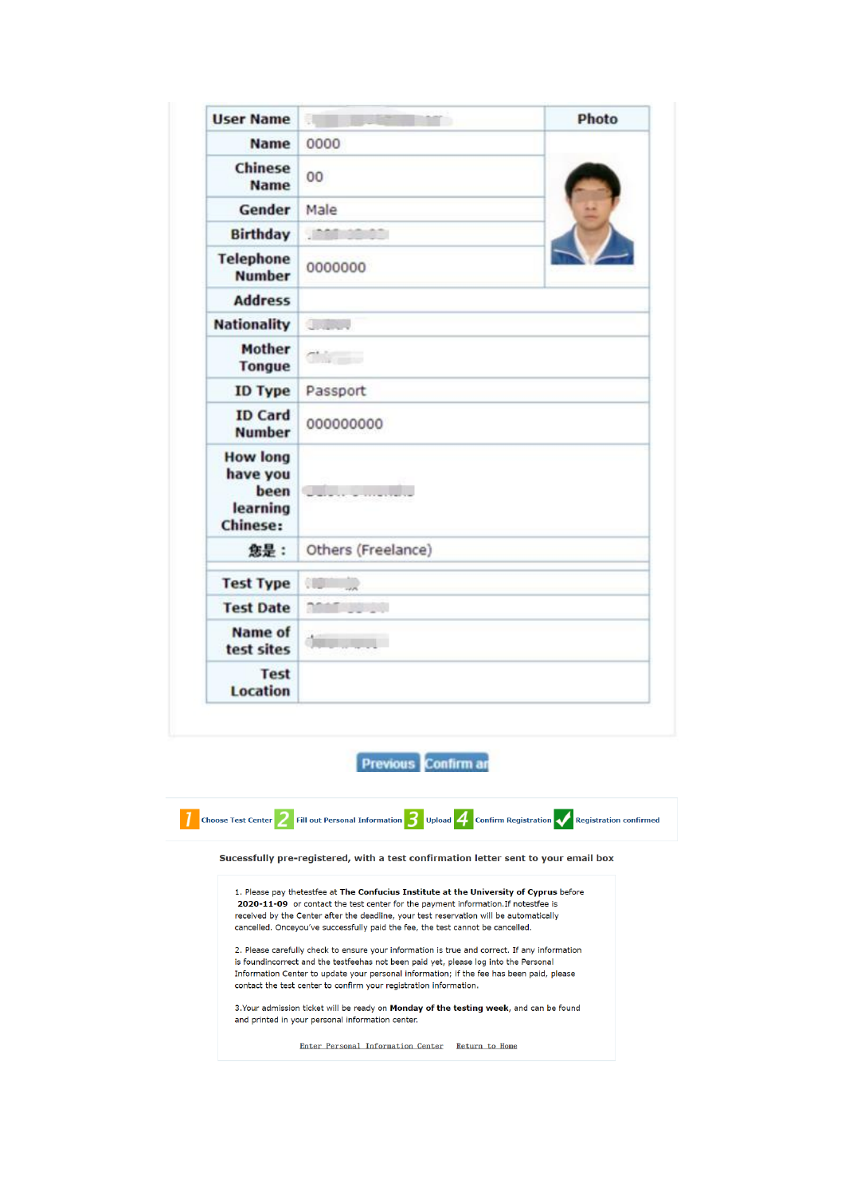| User Name | | Photo |
|---|---|---|
| Name | 0000 | |
| Chinese Name | 00 | |
| Gender | Male | |
| Birthday | | |
| Telephone Number | 0000000 | |
| Address | | |
| Nationality | | |
| Mother Tongue | | |
| ID Type | Passport | |
| ID Card Number | 000000000 | |
| How long have you been learning Chinese: | | |
| 您是： | Others (Freelance) | |
| Test Type | | |
| Test Date | | |
| Name of test sites | | |
| Test Location | | |

Previous | Confirm ar

1 Choose Test Center 2 Fill out Personal Information 3 Upload 4 Confirm Registration ✓ Registration confirmed

**Sucessfully pre-registered, with a test confirmation letter sent to your email box**

1. Please pay thetestfee at **The Confucius Institute at the University of Cyprus** before **2020-11-09** or contact the test center for the payment information.If notestfee is received by the Center after the deadline, your test reservation will be automatically cancelled. Onceyou've successfully paid the fee, the test cannot be cancelled.

2. Please carefully check to ensure your information is true and correct. If any information is foundincorrect and the testfeehas not been paid yet, please log into the Personal Information Center to update your personal information; if the fee has been paid, please contact the test center to confirm your registration information.

3.Your admission ticket will be ready on **Monday of the testing week**, and can be found and printed in your personal information center.

Enter Personal Information Center    Return to Home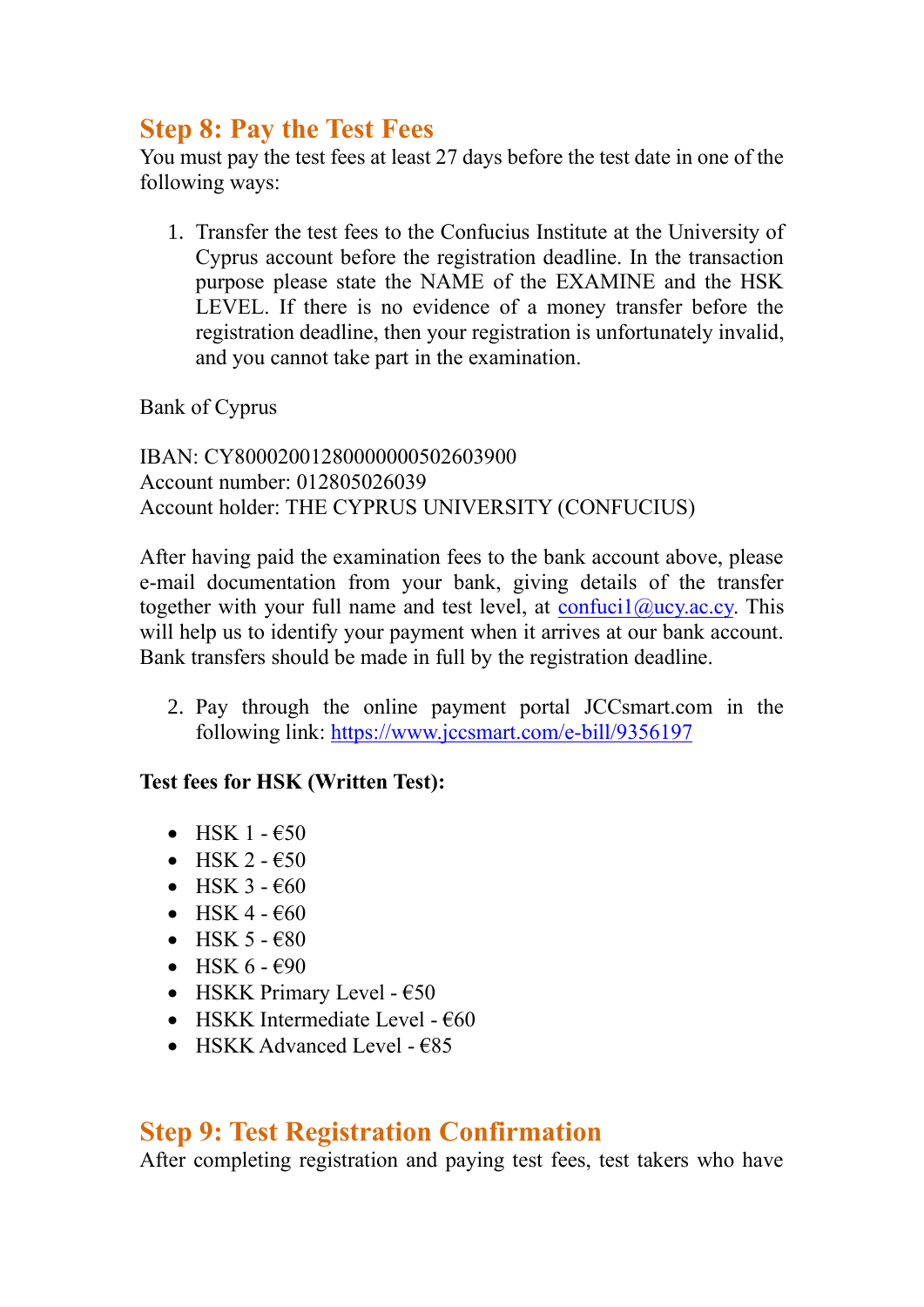## Step 8: Pay the Test Fees

You must pay the test fees at least 27 days before the test date in one of the following ways:

1. Transfer the test fees to the Confucius Institute at the University of Cyprus account before the registration deadline. In the transaction purpose please state the NAME of the EXAMINE and the HSK LEVEL. If there is no evidence of a money transfer before the registration deadline, then your registration is unfortunately invalid, and you cannot take part in the examination.

Bank of Cyprus

IBAN: CY80002001280000000502603900
Account number: 012805026039
Account holder: THE CYPRUS UNIVERSITY (CONFUCIUS)

After having paid the examination fees to the bank account above, please e-mail documentation from your bank, giving details of the transfer together with your full name and test level, at confuci1@ucy.ac.cy. This will help us to identify your payment when it arrives at our bank account. Bank transfers should be made in full by the registration deadline.

2. Pay through the online payment portal JCCsmart.com in the following link: https://www.jccsmart.com/e-bill/9356197

**Test fees for HSK (Written Test):**

- HSK 1 - €50
- HSK 2 - €50
- HSK 3 - €60
- HSK 4 - €60
- HSK 5 - €80
- HSK 6 - €90
- HSKK Primary Level - €50
- HSKK Intermediate Level - €60
- HSKK Advanced Level - €85

## Step 9: Test Registration Confirmation

After completing registration and paying test fees, test takers who have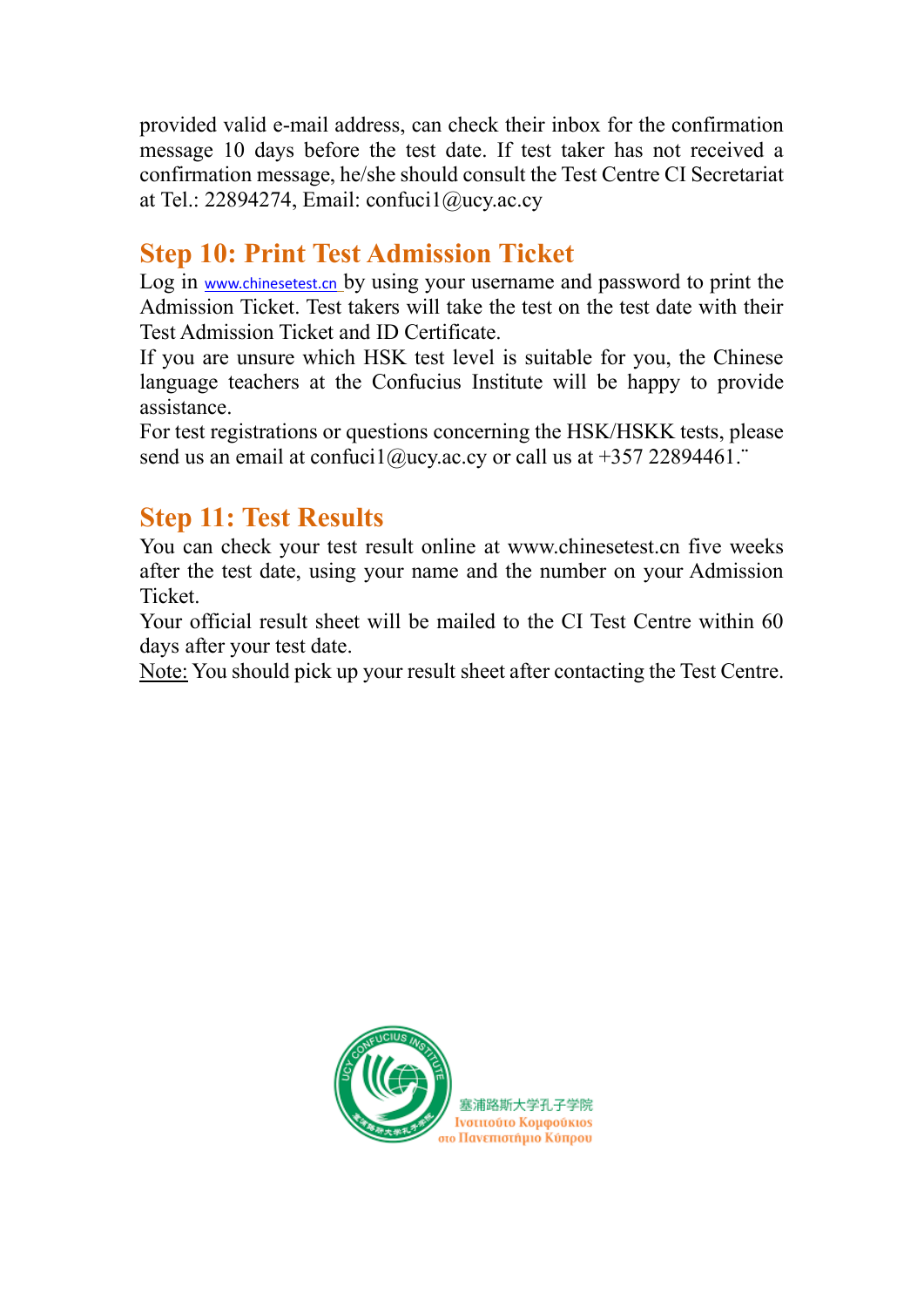provided valid e-mail address, can check their inbox for the confirmation message 10 days before the test date. If test taker has not received a confirmation message, he/she should consult the Test Centre CI Secretariat at Tel.: 22894274, Email: confuci1@ucy.ac.cy

## Step 10: Print Test Admission Ticket

Log in www.chinesetest.cn by using your username and password to print the Admission Ticket. Test takers will take the test on the test date with their Test Admission Ticket and ID Certificate.

If you are unsure which HSK test level is suitable for you, the Chinese language teachers at the Confucius Institute will be happy to provide assistance.

For test registrations or questions concerning the HSK/HSKK tests, please send us an email at confuci1@ucy.ac.cy or call us at +357 22894461.¨

## Step 11: Test Results

You can check your test result online at www.chinesetest.cn five weeks after the test date, using your name and the number on your Admission Ticket.

Your official result sheet will be mailed to the CI Test Centre within 60 days after your test date.

Note: You should pick up your result sheet after contacting the Test Centre.

塞浦路斯大学孔子学院
Ινστιτούτο Κομφούκιος στο Πανεπιστήμιο Κύπρου